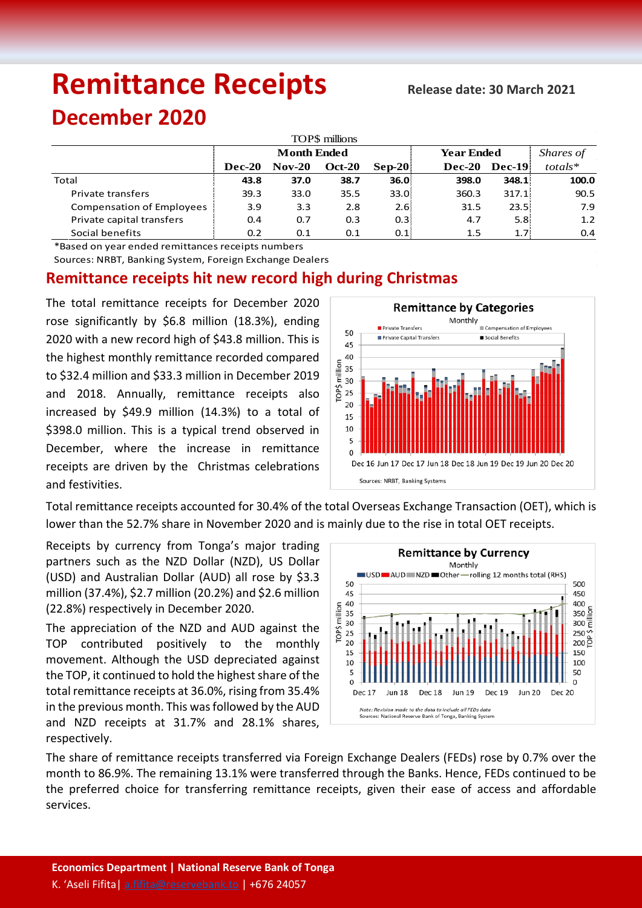# Remittance Receipts

**Release date: 30 March 2021**

## December 2020

| TOP$ millions | Month Ended | | | | Year Ended | | Shares of |
|---|---|---|---|---|---|---|---|
| | **Dec-20** | **Nov-20** | **Oct-20** | **Sep-20** | **Dec-20** | **Dec-19** | *totals** |
| Total | **43.8** | **37.0** | **38.7** | **36.0** | **398.0** | **348.1** | **100.0** |
| Private transfers | 39.3 | 33.0 | 35.5 | 33.0 | 360.3 | 317.1 | 90.5 |
| Compensation of Employees | 3.9 | 3.3 | 2.8 | 2.6 | 31.5 | 23.5 | 7.9 |
| Private capital transfers | 0.4 | 0.7 | 0.3 | 0.3 | 4.7 | 5.8 | 1.2 |
| Social benefits | 0.2 | 0.1 | 0.1 | 0.1 | 1.5 | 1.7 | 0.4 |

*Based on year ended remittances receipts numbers

Sources: NRBT, Banking System, Foreign Exchange Dealers

## Remittance receipts hit new record high during Christmas

The total remittance receipts for December 2020 rose significantly by $6.8 million (18.3%), ending 2020 with a new record high of $43.8 million. This is the highest monthly remittance recorded compared to $32.4 million and $33.3 million in December 2019 and 2018. Annually, remittance receipts also increased by $49.9 million (14.3%) to a total of $398.0 million. This is a typical trend observed in December, where the increase in remittance receipts are driven by the Christmas celebrations and festivities.

Total remittance receipts accounted for 30.4% of the total Overseas Exchange Transaction (OET), which is lower than the 52.7% share in November 2020 and is mainly due to the rise in total OET receipts.

Receipts by currency from Tonga's major trading partners such as the NZD Dollar (NZD), US Dollar (USD) and Australian Dollar (AUD) all rose by $3.3 million (37.4%), $2.7 million (20.2%) and $2.6 million (22.8%) respectively in December 2020.

The appreciation of the NZD and AUD against the TOP contributed positively to the monthly movement. Although the USD depreciated against the TOP, it continued to hold the highest share of the total remittance receipts at 36.0%, rising from 35.4% in the previous month. This was followed by the AUD and NZD receipts at 31.7% and 28.1% shares, respectively.

The share of remittance receipts transferred via Foreign Exchange Dealers (FEDs) rose by 0.7% over the month to 86.9%. The remaining 13.1% were transferred through the Banks. Hence, FEDs continued to be the preferred choice for transferring remittance receipts, given their ease of access and affordable services.

**Economics Department | National Reserve Bank of Tonga**

K. 'Aseli Fifita| a.fifita@reservebank.to | +676 24057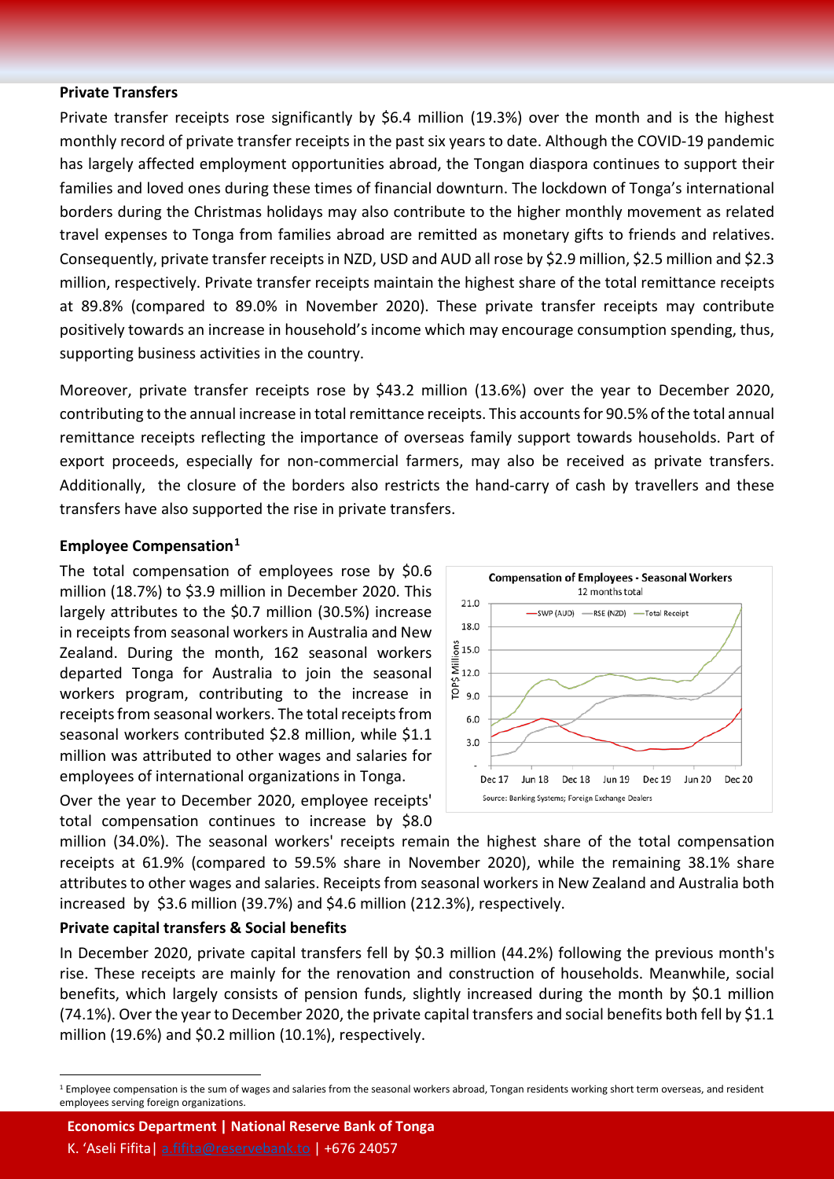**Private Transfers**

Private transfer receipts rose significantly by $6.4 million (19.3%) over the month and is the highest monthly record of private transfer receipts in the past six years to date. Although the COVID-19 pandemic has largely affected employment opportunities abroad, the Tongan diaspora continues to support their families and loved ones during these times of financial downturn. The lockdown of Tonga's international borders during the Christmas holidays may also contribute to the higher monthly movement as related travel expenses to Tonga from families abroad are remitted as monetary gifts to friends and relatives. Consequently, private transfer receipts in NZD, USD and AUD all rose by $2.9 million, $2.5 million and $2.3 million, respectively. Private transfer receipts maintain the highest share of the total remittance receipts at 89.8% (compared to 89.0% in November 2020). These private transfer receipts may contribute positively towards an increase in household's income which may encourage consumption spending, thus, supporting business activities in the country.

Moreover, private transfer receipts rose by $43.2 million (13.6%) over the year to December 2020, contributing to the annual increase in total remittance receipts. This accounts for 90.5% of the total annual remittance receipts reflecting the importance of overseas family support towards households. Part of export proceeds, especially for non-commercial farmers, may also be received as private transfers. Additionally, the closure of the borders also restricts the hand-carry of cash by travellers and these transfers have also supported the rise in private transfers.

**Employee Compensation[1]**

The total compensation of employees rose by $0.6 million (18.7%) to $3.9 million in December 2020. This largely attributes to the $0.7 million (30.5%) increase in receipts from seasonal workers in Australia and New Zealand. During the month, 162 seasonal workers departed Tonga for Australia to join the seasonal workers program, contributing to the increase in receipts from seasonal workers. The total receipts from seasonal workers contributed $2.8 million, while $1.1 million was attributed to other wages and salaries for employees of international organizations in Tonga.

Compensation of Employees - Seasonal Workers
12 months total

Source: Banking Systems; Foreign Exchange Dealers

Over the year to December 2020, employee receipts' total compensation continues to increase by $8.0 million (34.0%). The seasonal workers' receipts remain the highest share of the total compensation receipts at 61.9% (compared to 59.5% share in November 2020), while the remaining 38.1% share attributes to other wages and salaries. Receipts from seasonal workers in New Zealand and Australia both increased by $3.6 million (39.7%) and $4.6 million (212.3%), respectively.

**Private capital transfers & Social benefits**

In December 2020, private capital transfers fell by $0.3 million (44.2%) following the previous month's rise. These receipts are mainly for the renovation and construction of households. Meanwhile, social benefits, which largely consists of pension funds, slightly increased during the month by $0.1 million (74.1%). Over the year to December 2020, the private capital transfers and social benefits both fell by $1.1 million (19.6%) and $0.2 million (10.1%), respectively.

[1] Employee compensation is the sum of wages and salaries from the seasonal workers abroad, Tongan residents working short term overseas, and resident employees serving foreign organizations.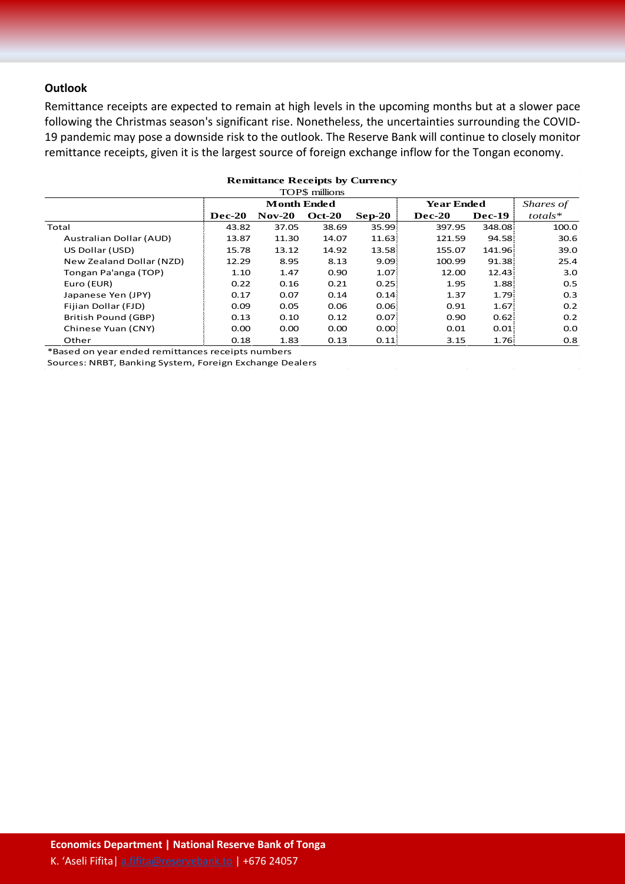**Outlook**

Remittance receipts are expected to remain at high levels in the upcoming months but at a slower pace following the Christmas season's significant rise. Nonetheless, the uncertainties surrounding the COVID-19 pandemic may pose a downside risk to the outlook. The Reserve Bank will continue to closely monitor remittance receipts, given it is the largest source of foreign exchange inflow for the Tongan economy.

**Remittance Receipts by Currency**

TOP$ millions

| | Month Ended | | | | Year Ended | | *Shares of* |
|---|---|---|---|---|---|---|---|
| | **Dec-20** | **Nov-20** | **Oct-20** | **Sep-20** | **Dec-20** | **Dec-19** | *totals** |
| Total | 43.82 | 37.05 | 38.69 | 35.99 | 397.95 | 348.08 | 100.0 |
| Australian Dollar (AUD) | 13.87 | 11.30 | 14.07 | 11.63 | 121.59 | 94.58 | 30.6 |
| US Dollar (USD) | 15.78 | 13.12 | 14.92 | 13.58 | 155.07 | 141.96 | 39.0 |
| New Zealand Dollar (NZD) | 12.29 | 8.95 | 8.13 | 9.09 | 100.99 | 91.38 | 25.4 |
| Tongan Pa'anga (TOP) | 1.10 | 1.47 | 0.90 | 1.07 | 12.00 | 12.43 | 3.0 |
| Euro (EUR) | 0.22 | 0.16 | 0.21 | 0.25 | 1.95 | 1.88 | 0.5 |
| Japanese Yen (JPY) | 0.17 | 0.07 | 0.14 | 0.14 | 1.37 | 1.79 | 0.3 |
| Fijian Dollar (FJD) | 0.09 | 0.05 | 0.06 | 0.06 | 0.91 | 1.67 | 0.2 |
| British Pound (GBP) | 0.13 | 0.10 | 0.12 | 0.07 | 0.90 | 0.62 | 0.2 |
| Chinese Yuan (CNY) | 0.00 | 0.00 | 0.00 | 0.00 | 0.01 | 0.01 | 0.0 |
| Other | 0.18 | 1.83 | 0.13 | 0.11 | 3.15 | 1.76 | 0.8 |

*Based on year ended remittances receipts numbers

Sources: NRBT, Banking System, Foreign Exchange Dealers

**Economics Department | National Reserve Bank of Tonga**

K. 'Aseli Fifita| a.fifita@reservebank.to | +676 24057